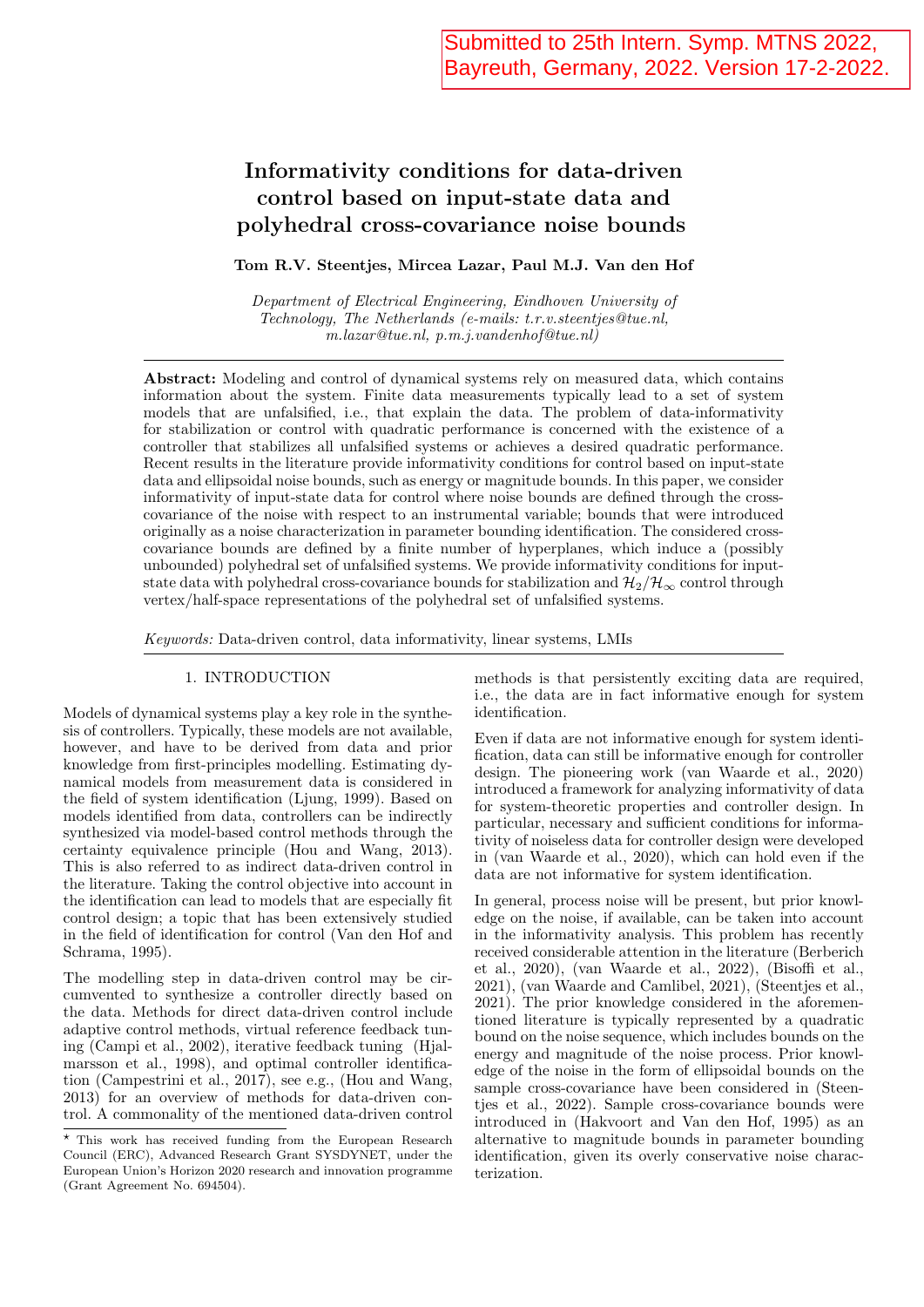Submitted to 25th Intern. Symp. MTNS 2022, Bayreuth, Germany, 2022. Version 17-2-2022.

# Informativity conditions for data-driven control based on input-state data and polyhedral cross-covariance noise bounds

**Tom R.V. Steentjes, Mircea Lazar, Paul M.J. Van den Hof**

*Department of Electrical Engineering, Eindhoven University of Technology, The Netherlands (e-mails: t.r.v.steentjes@tue.nl, m.lazar@tue.nl, p.m.j.vandenhof@tue.nl)*

**Abstract:** Modeling and control of dynamical systems rely on measured data, which contains information about the system. Finite data measurements typically lead to a set of system models that are unfalsified, i.e., that explain the data. The problem of data-informativity for stabilization or control with quadratic performance is concerned with the existence of a controller that stabilizes all unfalsified systems or achieves a desired quadratic performance. Recent results in the literature provide informativity conditions for control based on input-state data and ellipsoidal noise bounds, such as energy or magnitude bounds. In this paper, we consider informativity of input-state data for control where noise bounds are defined through the cross-covariance of the noise with respect to an instrumental variable; bounds that were introduced originally as a noise characterization in parameter bounding identification. The considered cross-covariance bounds are defined by a finite number of hyperplanes, which induce a (possibly unbounded) polyhedral set of unfalsified systems. We provide informativity conditions for input-state data with polyhedral cross-covariance bounds for stabilization and $\mathcal{H}_2/\mathcal{H}_\infty$ control through vertex/half-space representations of the polyhedral set of unfalsified systems.

*Keywords:* Data-driven control, data informativity, linear systems, LMIs

## 1. INTRODUCTION

Models of dynamical systems play a key role in the synthesis of controllers. Typically, these models are not available, however, and have to be derived from data and prior knowledge from first-principles modelling. Estimating dynamical models from measurement data is considered in the field of system identification (Ljung, 1999). Based on models identified from data, controllers can be indirectly synthesized via model-based control methods through the certainty equivalence principle (Hou and Wang, 2013). This is also referred to as indirect data-driven control in the literature. Taking the control objective into account in the identification can lead to models that are especially fit control design; a topic that has been extensively studied in the field of identification for control (Van den Hof and Schrama, 1995).

The modelling step in data-driven control may be circumvented to synthesize a controller directly based on the data. Methods for direct data-driven control include adaptive control methods, virtual reference feedback tuning (Campi et al., 2002), iterative feedback tuning (Hjalmarsson et al., 1998), and optimal controller identification (Campestrini et al., 2017), see e.g., (Hou and Wang, 2013) for an overview of methods for data-driven control. A commonality of the mentioned data-driven control methods is that persistently exciting data are required, i.e., the data are in fact informative enough for system identification.

Even if data are not informative enough for system identification, data can still be informative enough for controller design. The pioneering work (van Waarde et al., 2020) introduced a framework for analyzing informativity of data for system-theoretic properties and controller design. In particular, necessary and sufficient conditions for informativity of noiseless data for controller design were developed in (van Waarde et al., 2020), which can hold even if the data are not informative for system identification.

In general, process noise will be present, but prior knowledge on the noise, if available, can be taken into account in the informativity analysis. This problem has recently received considerable attention in the literature (Berberich et al., 2020), (van Waarde et al., 2022), (Bisoffi et al., 2021), (van Waarde and Camlibel, 2021), (Steentjes et al., 2021). The prior knowledge considered in the aforementioned literature is typically represented by a quadratic bound on the noise sequence, which includes bounds on the energy and magnitude of the noise process. Prior knowledge of the noise in the form of ellipsoidal bounds on the sample cross-covariance have been considered in (Steentjes et al., 2022). Sample cross-covariance bounds were introduced in (Hakvoort and Van den Hof, 1995) as an alternative to magnitude bounds in parameter bounding identification, given its overly conservative noise characterization.

⋆ This work has received funding from the European Research Council (ERC), Advanced Research Grant SYSDYNET, under the European Union's Horizon 2020 research and innovation programme (Grant Agreement No. 694504).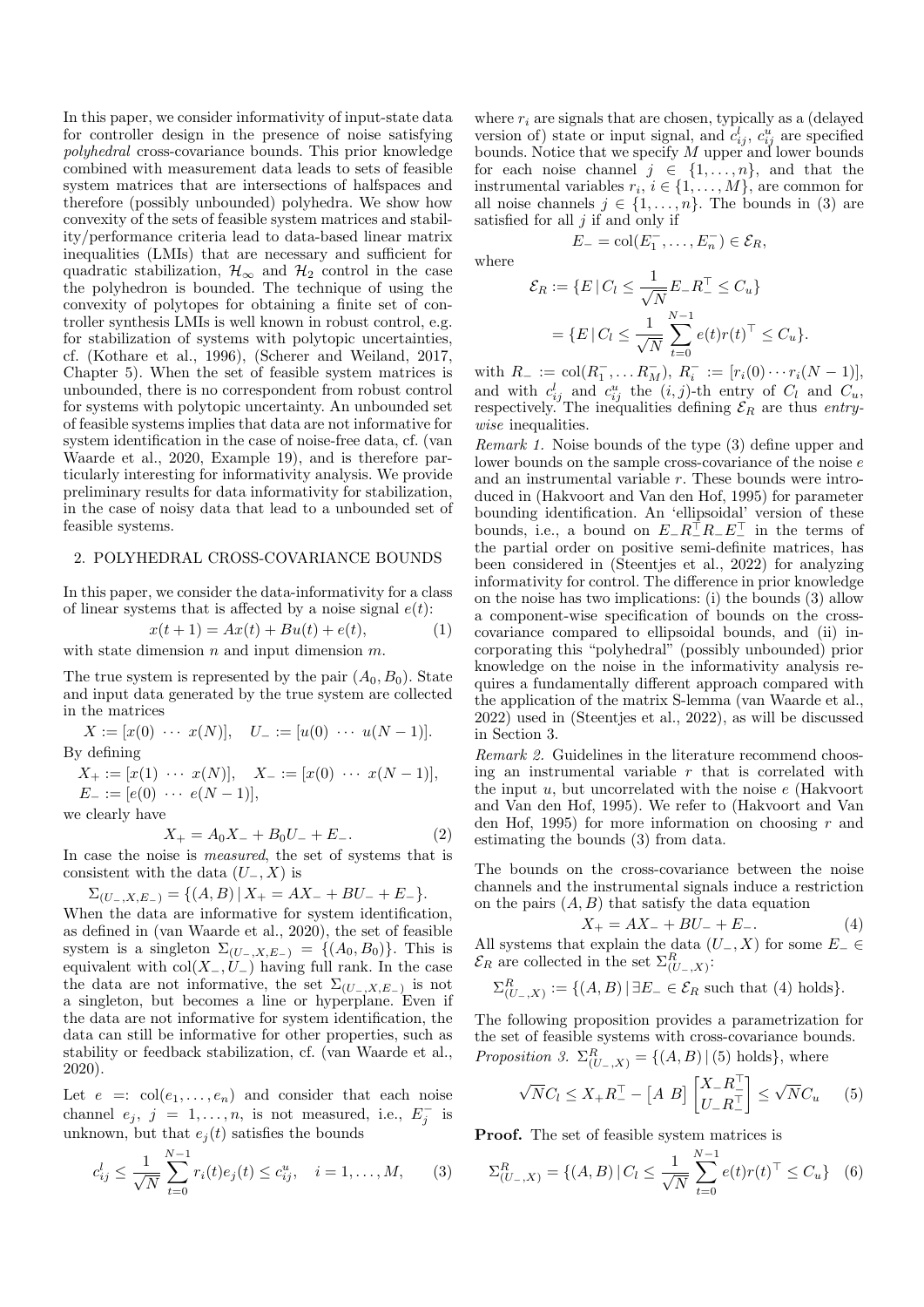In this paper, we consider informativity of input-state data for controller design in the presence of noise satisfying *polyhedral* cross-covariance bounds. This prior knowledge combined with measurement data leads to sets of feasible system matrices that are intersections of halfspaces and therefore (possibly unbounded) polyhedra. We show how convexity of the sets of feasible system matrices and stability/performance criteria lead to data-based linear matrix inequalities (LMIs) that are necessary and sufficient for quadratic stabilization, $\mathcal{H}_\infty$ and $\mathcal{H}_2$ control in the case the polyhedron is bounded. The technique of using the convexity of polytopes for obtaining a finite set of controller synthesis LMIs is well known in robust control, e.g. for stabilization of systems with polytopic uncertainties, cf. (Kothare et al., 1996), (Scherer and Weiland, 2017, Chapter 5). When the set of feasible system matrices is unbounded, there is no correspondent from robust control for systems with polytopic uncertainty. An unbounded set of feasible systems implies that data are not informative for system identification in the case of noise-free data, cf. (van Waarde et al., 2020, Example 19), and is therefore particularly interesting for informativity analysis. We provide preliminary results for data informativity for stabilization, in the case of noisy data that lead to a unbounded set of feasible systems.

## 2. POLYHEDRAL CROSS-COVARIANCE BOUNDS

In this paper, we consider the data-informativity for a class of linear systems that is affected by a noise signal $e(t)$:

$$x(t+1) = Ax(t) + Bu(t) + e(t), \tag{1}$$

with state dimension $n$ and input dimension $m$.

The true system is represented by the pair $(A_0, B_0)$. State and input data generated by the true system are collected in the matrices

$$X := [x(0) \ \cdots \ x(N)], \quad U_- := [u(0) \ \cdots \ u(N-1)].$$

By defining

$$X_+ := [x(1) \ \cdots \ x(N)], \quad X_- := [x(0) \ \cdots \ x(N-1)],$$
$$E_- := [e(0) \ \cdots \ e(N-1)],$$

we clearly have

$$X_+ = A_0 X_- + B_0 U_- + E_-. \tag{2}$$

In case the noise is *measured*, the set of systems that is consistent with the data $(U_-, X)$ is

$$\Sigma_{(U_-,X,E_-)} = \{(A,B) \,|\, X_+ = AX_- + BU_- + E_-\}.$$

When the data are informative for system identification, as defined in (van Waarde et al., 2020), the set of feasible system is a singleton $\Sigma_{(U_-,X,E_-)} = \{(A_0, B_0)\}$. This is equivalent with $\text{col}(X_-, U_-)$ having full rank. In the case the data are not informative, the set $\Sigma_{(U_-,X,E_-)}$ is not a singleton, but becomes a line or hyperplane. Even if the data are not informative for system identification, the data can still be informative for other properties, such as stability or feedback stabilization, cf. (van Waarde et al., 2020).

Let $e =: \text{col}(e_1, \ldots, e_n)$ and consider that each noise channel $e_j$, $j = 1, \ldots, n$, is not measured, i.e., $E_j^-$ is unknown, but that $e_j(t)$ satisfies the bounds

$$c_{ij}^l \leq \frac{1}{\sqrt{N}} \sum_{t=0}^{N-1} r_i(t) e_j(t) \leq c_{ij}^u, \quad i = 1, \ldots, M, \tag{3}$$

where $r_i$ are signals that are chosen, typically as a (delayed version of) state or input signal, and $c_{ij}^l$, $c_{ij}^u$ are specified bounds. Notice that we specify $M$ upper and lower bounds for each noise channel $j \in \{1, \ldots, n\}$, and that the instrumental variables $r_i$, $i \in \{1, \ldots, M\}$, are common for all noise channels $j \in \{1, \ldots, n\}$. The bounds in (3) are satisfied for all $j$ if and only if

$$E_- = \text{col}(E_1^-, \ldots, E_n^-) \in \mathcal{E}_R,$$

where

$$\begin{aligned}\mathcal{E}_R &:= \{E \,|\, C_l \leq \frac{1}{\sqrt{N}} E_- R_-^\top \leq C_u\} \\ &= \{E \,|\, C_l \leq \frac{1}{\sqrt{N}} \sum_{t=0}^{N-1} e(t) r(t)^\top \leq C_u\}.\end{aligned}$$

with $R_- := \text{col}(R_1^-, \ldots R_M^-)$, $R_i^- := [r_i(0) \cdots r_i(N-1)]$, and with $c_{ij}^l$ and $c_{ij}^u$ the $(i,j)$-th entry of $C_l$ and $C_u$, respectively. The inequalities defining $\mathcal{E}_R$ are thus *entry-wise* inequalities.

*Remark 1.* Noise bounds of the type (3) define upper and lower bounds on the sample cross-covariance of the noise $e$ and an instrumental variable $r$. These bounds were introduced in (Hakvoort and Van den Hof, 1995) for parameter bounding identification. An 'ellipsoidal' version of these bounds, i.e., a bound on $E_- R_-^\top R_- E_-^\top$ in the terms of the partial order on positive semi-definite matrices, has been considered in (Steentjes et al., 2022) for analyzing informativity for control. The difference in prior knowledge on the noise has two implications: (i) the bounds (3) allow a component-wise specification of bounds on the cross-covariance compared to ellipsoidal bounds, and (ii) incorporating this "polyhedral" (possibly unbounded) prior knowledge on the noise in the informativity analysis requires a fundamentally different approach compared with the application of the matrix S-lemma (van Waarde et al., 2022) used in (Steentjes et al., 2022), as will be discussed in Section 3.

*Remark 2.* Guidelines in the literature recommend choosing an instrumental variable $r$ that is correlated with the input $u$, but uncorrelated with the noise $e$ (Hakvoort and Van den Hof, 1995). We refer to (Hakvoort and Van den Hof, 1995) for more information on choosing $r$ and estimating the bounds (3) from data.

The bounds on the cross-covariance between the noise channels and the instrumental signals induce a restriction on the pairs $(A, B)$ that satisfy the data equation

$$X_+ = AX_- + BU_- + E_-. \tag{4}$$

All systems that explain the data $(U_-, X)$ for some $E_- \in \mathcal{E}_R$ are collected in the set $\Sigma_{(U_-,X)}^R$:

$$\Sigma_{(U_-,X)}^R := \{(A,B) \,|\, \exists E_- \in \mathcal{E}_R \text{ such that (4) holds}\}.$$

The following proposition provides a parametrization for the set of feasible systems with cross-covariance bounds.

*Proposition 3.* $\Sigma_{(U_-,X)}^R = \{(A,B) \,|\, (5) \text{ holds}\}$, where

$$\sqrt{N} C_l \leq X_+ R_-^\top - \begin{bmatrix} A & B \end{bmatrix} \begin{bmatrix} X_- R_-^\top \\ U_- R_-^\top \end{bmatrix} \leq \sqrt{N} C_u \tag{5}$$

**Proof.** The set of feasible system matrices is

$$\Sigma_{(U_-,X)}^R = \{(A,B) \,|\, C_l \leq \frac{1}{\sqrt{N}} \sum_{t=0}^{N-1} e(t) r(t)^\top \leq C_u\} \tag{6}$$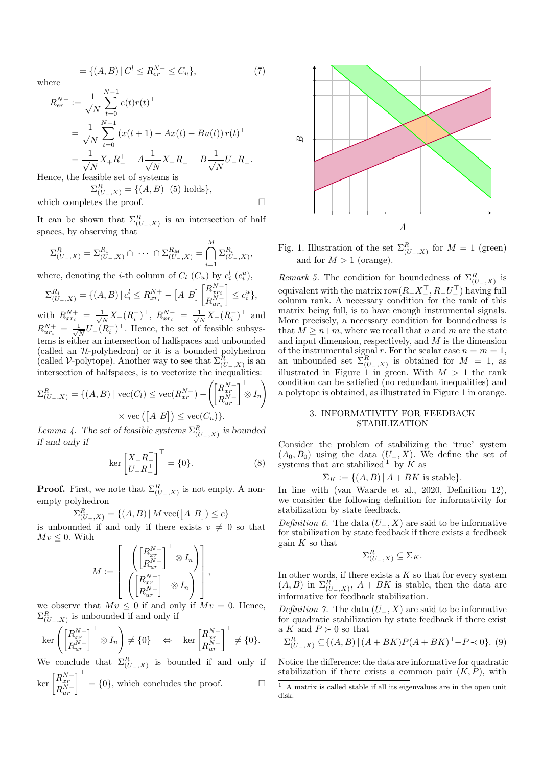$$= \{(A,B) \,|\, C^l \leq R_{er}^{N-} \leq C_u\}, \tag{7}$$

where

$$\begin{aligned} R_{er}^{N-} &:= \frac{1}{\sqrt{N}} \sum_{t=0}^{N-1} e(t) r(t)^\top \\ &= \frac{1}{\sqrt{N}} \sum_{t=0}^{N-1} (x(t+1) - Ax(t) - Bu(t))\, r(t)^\top \\ &= \frac{1}{\sqrt{N}} X_+ R_-^\top - A \frac{1}{\sqrt{N}} X_- R_-^\top - B \frac{1}{\sqrt{N}} U_- R_-^\top. \end{aligned}$$

Hence, the feasible set of systems is

$$\Sigma_{(U_-,X)}^R = \{(A,B) \,|\, (5) \text{ holds}\},$$

which completes the proof. □

It can be shown that $\Sigma_{(U_-,X)}^R$ is an intersection of half spaces, by observing that

$$\Sigma_{(U_-,X)}^R = \Sigma_{(U_-,X)}^{R_1} \cap \cdots \cap \Sigma_{(U_-,X)}^{R_M} = \bigcap_{i=1}^{M} \Sigma_{(U_-,X)}^{R_i},$$

where, denoting the $i$-th column of $C_l$ ($C_u$) by $c_i^l$ ($c_i^u$),

$$\Sigma_{(U_-,X)}^{R_i} = \{(A,B) \,|\, c_i^l \leq R_{xr_i}^{N+} - \begin{bmatrix} A & B \end{bmatrix} \begin{bmatrix} R_{xr_i}^{N-} \\ R_{ur_i}^{N-} \end{bmatrix} \leq c_i^u\},$$

with $R_{xr_i}^{N+} = \frac{1}{\sqrt{N}} X_+ (R_i^-)^\top$, $R_{xr_i}^{N-} = \frac{1}{\sqrt{N}} X_- (R_i^-)^\top$ and $R_{ur_i}^{N+} = \frac{1}{\sqrt{N}} U_- (R_i^-)^\top$. Hence, the set of feasible subsystems is either an intersection of halfspaces and unbounded (called an $\mathcal{H}$-polyhedron) or it is a bounded polyhedron (called $\mathcal{V}$-polytope). Another way to see that $\Sigma_{(U_-,X)}^R$ is an intersection of halfspaces, is to vectorize the inequalities:

$$\begin{aligned} \Sigma_{(U_-,X)}^R = \{(A,B) \,|\, \operatorname{vec}(C_l) \leq \operatorname{vec}(R_{xr}^{N+}) - \left( \begin{bmatrix} R_{xr}^{N-} \\ R_{ur}^{N-} \end{bmatrix}^\top \otimes I_n \right) \\ \times \operatorname{vec}\left( \begin{bmatrix} A & B \end{bmatrix} \right) \leq \operatorname{vec}(C_u)\}. \end{aligned}$$

*Lemma 4. The set of feasible systems $\Sigma_{(U_-,X)}^R$ is bounded if and only if*

$$\ker \begin{bmatrix} X_- R_-^\top \\ U_- R_-^\top \end{bmatrix}^\top = \{0\}. \tag{8}$$

**Proof.** First, we note that $\Sigma_{(U_-,X)}^R$ is not empty. A nonempty polyhedron

$$\Sigma_{(U_-,X)}^R = \{(A,B) \,|\, M \operatorname{vec}(\begin{bmatrix} A & B \end{bmatrix}) \leq c\}$$

is unbounded if and only if there exists $v \neq 0$ so that $Mv \leq 0$. With

$$M := \begin{bmatrix} -\left( \begin{bmatrix} R_{xr}^{N-} \\ R_{ur}^{N-} \end{bmatrix}^\top \otimes I_n \right) \\ \left( \begin{bmatrix} R_{xr}^{N-} \\ R_{ur}^{N-} \end{bmatrix}^\top \otimes I_n \right) \end{bmatrix},$$

we observe that $Mv \leq 0$ if and only if $Mv = 0$. Hence, $\Sigma_{(U_-,X)}^R$ is unbounded if and only if

$$\ker \left( \begin{bmatrix} R_{xr}^{N-} \\ R_{ur}^{N-} \end{bmatrix}^\top \otimes I_n \right) \neq \{0\} \quad \Leftrightarrow \quad \ker \begin{bmatrix} R_{xr}^{N-} \\ R_{ur}^{N-} \end{bmatrix}^\top \neq \{0\}.$$

We conclude that $\Sigma_{(U_-,X)}^R$ is bounded if and only if $\ker \begin{bmatrix} R_{xr}^{N-} \\ R_{ur}^{N-} \end{bmatrix}^\top = \{0\}$, which concludes the proof. □

Fig. 1. Illustration of the set $\Sigma_{(U_-,X)}^R$ for $M = 1$ (green) and for $M > 1$ (orange).

*Remark 5.* The condition for boundedness of $\Sigma_{(U_-,X)}^R$ is equivalent with the matrix $\operatorname{row}(R_- X_-^\top, R_- U_-^\top)$ having full column rank. A necessary condition for the rank of this matrix being full, is to have enough instrumental signals. More precisely, a necessary condition for boundedness is that $M \geq n+m$, where we recall that $n$ and $m$ are the state and input dimension, respectively, and $M$ is the dimension of the instrumental signal $r$. For the scalar case $n = m = 1$, an unbounded set $\Sigma_{(U_-,X)}^R$ is obtained for $M = 1$, as illustrated in Figure 1 in green. With $M > 1$ the rank condition can be satisfied (no redundant inequalities) and a polytope is obtained, as illustrated in Figure 1 in orange.

## 3. INFORMATIVITY FOR FEEDBACK STABILIZATION

Consider the problem of stabilizing the 'true' system $(A_0, B_0)$ using the data $(U_-, X)$. We define the set of systems that are stabilized[1] by $K$ as

$$\Sigma_K := \{(A,B) \,|\, A + BK \text{ is stable}\}.$$

In line with (van Waarde et al., 2020, Definition 12), we consider the following definition for informativity for stabilization by state feedback.

*Definition 6.* The data $(U_-, X)$ are said to be informative for stabilization by state feedback if there exists a feedback gain $K$ so that

$$\Sigma_{(U_-,X)}^R \subseteq \Sigma_K.$$

In other words, if there exists a $K$ so that for every system $(A,B)$ in $\Sigma_{(U_-,X)}^R$, $A + BK$ is stable, then the data are informative for feedback stabilization.

*Definition 7.* The data $(U_-, X)$ are said to be informative for quadratic stabilization by state feedback if there exist a $K$ and $P \succ 0$ so that

$$\Sigma_{(U_-,X)}^R \subseteq \{(A,B) \,|\, (A+BK)P(A+BK)^\top - P \prec 0\}. \tag{9}$$

Notice the difference: the data are informative for quadratic stabilization if there exists a common pair $(K, P)$, with

[1] A matrix is called stable if all its eigenvalues are in the open unit disk.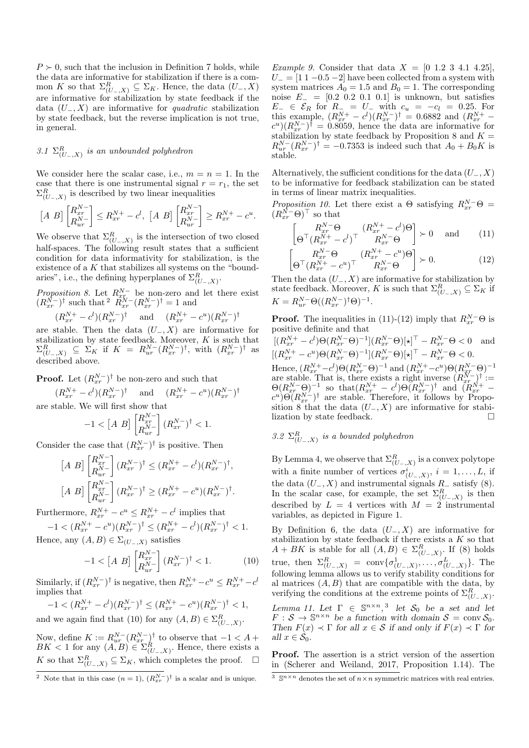$P \succ 0$, such that the inclusion in Definition 7 holds, while the data are informative for stabilization if there is a common $K$ so that $\Sigma^R_{(U_-,X)} \subseteq \Sigma_K$. Hence, the data $(U_-, X)$ are informative for stabilization by state feedback if the data $(U_-, X)$ are informative for *quadratic* stabilization by state feedback, but the reverse implication is not true, in general.

### 3.1 $\Sigma^R_{(U_-,X)}$ is an unbounded polyhedron

We consider here the scalar case, i.e., $m = n = 1$. In the case that there is one instrumental signal $r = r_1$, the set $\Sigma^R_{(U_-,X)}$ is described by two linear inequalities

$$\begin{bmatrix} A & B \end{bmatrix} \begin{bmatrix} R^{N-}_{xr} \\ R^{N-}_{ur} \end{bmatrix} \leq R^{N+}_{xr} - c^l, \; \begin{bmatrix} A & B \end{bmatrix} \begin{bmatrix} R^{N-}_{xr} \\ R^{N-}_{ur} \end{bmatrix} \geq R^{N+}_{xr} - c^u.$$

We observe that $\Sigma^R_{(U_-,X)}$ is the intersection of two closed half-spaces. The following result states that a sufficient condition for data informativity for stabilization, is the existence of a $K$ that stabilizes all systems on the "boundaries", i.e., the defining hyperplanes of $\Sigma^R_{(U_-,X)}$.

*Proposition 8.* Let $R^{N-}_{xr}$ be non-zero and let there exist $(R^{N-}_{xr})^\dagger$ such that [2] $R^{N-}_{xr}(R^{N-}_{xr})^\dagger = 1$ and

$$(R^{N+}_{xr} - c^l)(R^{N-}_{xr})^\dagger \quad \text{and} \quad (R^{N+}_{xr} - c^u)(R^{N-}_{xr})^\dagger$$

are stable. Then the data $(U_-, X)$ are informative for stabilization by state feedback. Moreover, $K$ is such that $\Sigma^R_{(U_-,X)} \subseteq \Sigma_K$ if $K = R^{N-}_{ur}(R^{N-}_{xr})^\dagger$, with $(R^{N-}_{xr})^\dagger$ as described above.

**Proof.** Let $(R^{N-}_{xr})^\dagger$ be non-zero and such that

$$(R^{N+}_{xr} - c^l)(R^{N-}_{xr})^\dagger \quad \text{and} \quad (R^{N+}_{xr} - c^u)(R^{N-}_{xr})^\dagger$$

are stable. We will first show that

$$-1 < \begin{bmatrix} A & B \end{bmatrix} \begin{bmatrix} R^{N-}_{xr} \\ R^{N-}_{ur} \end{bmatrix} (R^{N-}_{xr})^\dagger < 1.$$

Consider the case that $(R^{N-}_{xr})^\dagger$ is positive. Then

$$\begin{bmatrix} A & B \end{bmatrix} \begin{bmatrix} R^{N-}_{xr} \\ R^{N-}_{ur} \end{bmatrix} (R^{N-}_{xr})^\dagger \leq (R^{N+}_{xr} - c^l)(R^{N-}_{xr})^\dagger,$$

$$\begin{bmatrix} A & B \end{bmatrix} \begin{bmatrix} R^{N-}_{xr} \\ R^{N-}_{ur} \end{bmatrix} (R^{N-}_{xr})^\dagger \geq (R^{N+}_{xr} - c^u)(R^{N-}_{xr})^\dagger.$$

Furthermore, $R^{N+}_{xr} - c^u \leq R^{N+}_{xr} - c^l$ implies that

$$-1 < (R^{N+}_{xr} - c^u)(R^{N-}_{xr})^\dagger \leq (R^{N+}_{xr} - c^l)(R^{N-}_{xr})^\dagger < 1.$$

Hence, any $(A, B) \in \Sigma_{(U_-,X)}$ satisfies

$$-1 < \begin{bmatrix} A & B \end{bmatrix} \begin{bmatrix} R^{N-}_{xr} \\ R^{N-}_{ur} \end{bmatrix} (R^{N-}_{xr})^\dagger < 1. \tag{10}$$

Similarly, if $(R^{N-}_{xr})^\dagger$ is negative, then $R^{N+}_{xr} - c^u \leq R^{N+}_{xr} - c^l$ implies that

$$-1 < (R^{N+}_{xr} - c^l)(R^{N-}_{xr})^\dagger \leq (R^{N+}_{xr} - c^u)(R^{N-}_{xr})^\dagger < 1,$$

and we again find that (10) for any $(A, B) \in \Sigma^R_{(U_-,X)}$.

Now, define $K := R^{N-}_{ur}(R^{N-}_{xr})^\dagger$ to observe that $-1 < A + BK < 1$ for any $(A, B) \in \Sigma^R_{(U_-,X)}$. Hence, there exists a $K$ so that $\Sigma^R_{(U_-,X)} \subseteq \Sigma_K$, which completes the proof. $\square$

[2] Note that in this case $(n = 1)$, $(R^{N-}_{xr})^\dagger$ is a scalar and is unique.

*Example 9.* Consider that data $X = [0 \; 1.2 \; 3 \; 4.1 \; 4.25]$, $U_- = [1 \; 1 \; -0.5 \; -2]$ have been collected from a system with system matrices $A_0 = 1.5$ and $B_0 = 1$. The corresponding noise $E_- = [0.2 \; 0.2 \; 0.1 \; 0.1]$ is unknown, but satisfies $E_- \in \mathcal{E}_R$ for $R_- = U_-$ with $c_u = -c_l = 0.25$. For this example, $(R^{N+}_{xr} - c^l)(R^{N-}_{xr})^\dagger = 0.6882$ and $(R^{N+}_{xr} - c^u)(R^{N-}_{xr})^\dagger = 0.8059$, hence the data are informative for stabilization by state feedback by Proposition 8 and $K = R^{N-}_{ur}(R^{N-}_{xr})^\dagger = -0.7353$ is indeed such that $A_0 + B_0K$ is stable.

Alternatively, the sufficient conditions for the data $(U_-, X)$ to be informative for feedback stabilization can be stated in terms of linear matrix inequalities.

*Proposition 10.* Let there exist a $\Theta$ satisfying $R^{N-}_{xr}\Theta = (R^{N-}_{xr}\Theta)^\top$ so that

$$\begin{bmatrix} R^{N-}_{xr}\Theta & (R^{N+}_{xr} - c^l)\Theta \\ \Theta^\top(R^{N+}_{xr} - c^l)^\top & R^{N-}_{xr}\Theta \end{bmatrix} \succ 0 \quad \text{and} \tag{11}$$

$$\begin{bmatrix} R^{N-}_{xr}\Theta & (R^{N+}_{xr} - c^u)\Theta \\ \Theta^\top(R^{N+}_{xr} - c^u)^\top & R^{N-}_{xr}\Theta \end{bmatrix} \succ 0. \tag{12}$$

Then the data $(U_-, X)$ are informative for stabilization by state feedback. Moreover, $K$ is such that $\Sigma^R_{(U_-,X)} \subseteq \Sigma_K$ if $K = R^{N-}_{ur}\Theta((R^{N-}_{xr})^\dagger\Theta)^{-1}$.

**Proof.** The inequalities in (11)-(12) imply that $R^{N-}_{xr}\Theta$ is positive definite and that

$[(R^{N+}_{xr} - c^l)\Theta(R^{N-}_{xr}\Theta)^{-1}](R^{N-}_{xr}\Theta)[\star]^\top - R^{N-}_{xr}\Theta < 0$ and
$[(R^{N+}_{xr} - c^u)\Theta(R^{N-}_{xr}\Theta)^{-1}](R^{N-}_{xr}\Theta)[\star]^\top - R^{N-}_{xr}\Theta < 0.$

Hence, $(R^{N+}_{xr} - c^l)\Theta(R^{N-}_{xr}\Theta)^{-1}$ and $(R^{N+}_{xr} - c^u)\Theta(R^{N-}_{xr}\Theta)^{-1}$ are stable. That is, there exists a right inverse $(R^{N-}_{xr})^\dagger := \Theta(R^{N-}_{xr}\Theta)^{-1}$ so that $(R^{N+}_{xr} - c^l)\Theta(R^{N-}_{xr})^\dagger$ and $(R^{N+}_{xr} - c^u)\Theta(R^{N-}_{xr})^\dagger$ are stable. Therefore, it follows by Proposition 8 that the data $(U_-, X)$ are informative for stabilization by state feedback. $\square$

### 3.2 $\Sigma^R_{(U_-,X)}$ is a bounded polyhedron

By Lemma 4, we observe that $\Sigma^R_{(U_-,X)}$ is a convex polytope with a finite number of vertices $\sigma^i_{(U_-,X)}$, $i = 1, \ldots, L$, if the data $(U_-, X)$ and instrumental signals $R_-$ satisfy (8). In the scalar case, for example, the set $\Sigma^R_{(U_-,X)}$ is then described by $L = 4$ vertices with $M = 2$ instrumental variables, as depicted in Figure 1.

By Definition 6, the data $(U_-, X)$ are informative for stabilization by state feedback if there exists a $K$ so that $A + BK$ is stable for all $(A, B) \in \Sigma^R_{(U_-,X)}$. If (8) holds true, then $\Sigma^R_{(U_-,X)} = \text{conv}\{\sigma^1_{(U_-,X)}, \ldots, \sigma^L_{(U_-,X)}\}$. The following lemma allows us to verify stability conditions for al matrices $(A, B)$ that are compatible with the data, by verifying the conditions at the extreme points of $\Sigma^R_{(U_-,X)}$.

*Lemma 11.* Let $\Gamma \in \mathbb{S}^{n\times n}$, [3] let $\mathcal{S}_0$ be a set and let $F : \mathcal{S} \to \mathbb{S}^{n\times n}$ be a function with domain $\mathcal{S} = \text{conv}\,\mathcal{S}_0$. Then $F(x) \prec \Gamma$ for all $x \in \mathcal{S}$ if and only if $F(x) \prec \Gamma$ for all $x \in \mathcal{S}_0$.

**Proof.** The assertion is a strict version of the assertion in (Scherer and Weiland, 2017, Proposition 1.14). The

[3] $\mathbb{S}^{n\times n}$ denotes the set of $n \times n$ symmetric matrices with real entries.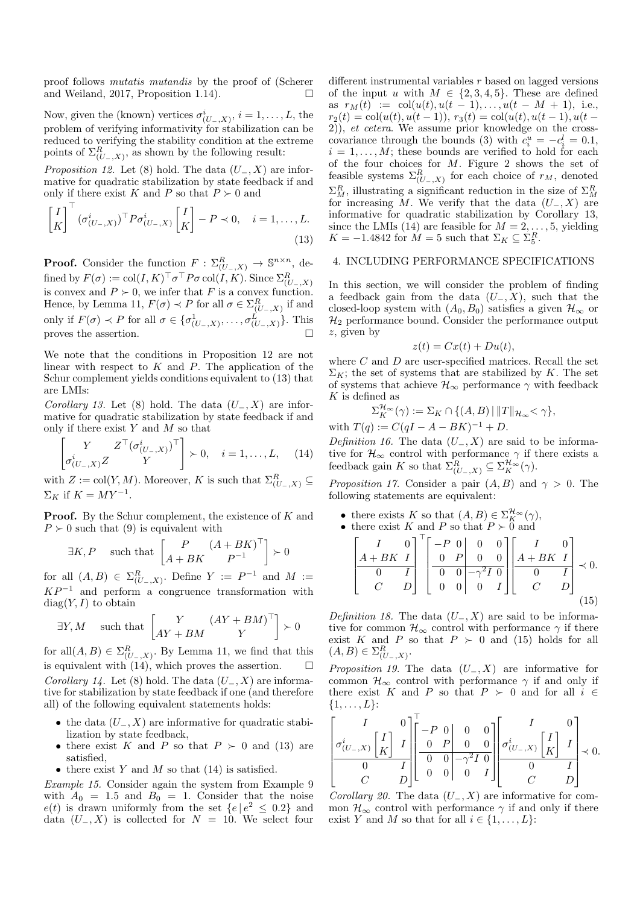proof follows *mutatis mutandis* by the proof of (Scherer and Weiland, 2017, Proposition 1.14). $\square$

Now, given the (known) vertices $\sigma^i_{(U_-,X)}$, $i = 1, \ldots, L$, the problem of verifying informativity for stabilization can be reduced to verifying the stability condition at the extreme points of $\Sigma^R_{(U_-,X)}$, as shown by the following result:

*Proposition 12.* Let (8) hold. The data $(U_-, X)$ are informative for quadratic stabilization by state feedback if and only if there exist $K$ and $P$ so that $P \succ 0$ and

$$\begin{bmatrix} I \\ K \end{bmatrix}^\top (\sigma^i_{(U_-,X)})^\top P \sigma^i_{(U_-,X)} \begin{bmatrix} I \\ K \end{bmatrix} - P \prec 0, \quad i = 1, \ldots, L. \tag{13}$$

**Proof.** Consider the function $F : \Sigma^R_{(U_-,X)} \to \mathbb{S}^{n\times n}$, defined by $F(\sigma) := \mathrm{col}(I, K)^\top \sigma^\top P \sigma \,\mathrm{col}(I, K)$. Since $\Sigma^R_{(U_-,X)}$ is convex and $P \succ 0$, we infer that $F$ is a convex function. Hence, by Lemma 11, $F(\sigma) \prec P$ for all $\sigma \in \Sigma^R_{(U_-,X)}$ if and only if $F(\sigma) \prec P$ for all $\sigma \in \{\sigma^1_{(U_-,X)}, \ldots, \sigma^L_{(U_-,X)}\}$. This proves the assertion. $\square$

We note that the conditions in Proposition 12 are not linear with respect to $K$ and $P$. The application of the Schur complement yields conditions equivalent to (13) that are LMIs:

*Corollary 13.* Let (8) hold. The data $(U_-, X)$ are informative for quadratic stabilization by state feedback if and only if there exist $Y$ and $M$ so that

$$\begin{bmatrix} Y & Z^\top (\sigma^i_{(U_-,X)})^\top \\ \sigma^i_{(U_-,X)} Z & Y \end{bmatrix} \succ 0, \quad i = 1, \ldots, L, \tag{14}$$

with $Z := \mathrm{col}(Y, M)$. Moreover, $K$ is such that $\Sigma^R_{(U_-,X)} \subseteq \Sigma_K$ if $K = MY^{-1}$.

**Proof.** By the Schur complement, the existence of $K$ and $P \succ 0$ such that (9) is equivalent with

$$\exists K, P \quad \text{such that } \begin{bmatrix} P & (A + BK)^\top \\ A + BK & P^{-1} \end{bmatrix} \succ 0$$

for all $(A, B) \in \Sigma^R_{(U_-,X)}$. Define $Y := P^{-1}$ and $M := KP^{-1}$ and perform a congruence transformation with $\mathrm{diag}(Y, I)$ to obtain

$$\exists Y, M \quad \text{such that } \begin{bmatrix} Y & (AY + BM)^\top \\ AY + BM & Y \end{bmatrix} \succ 0$$

for all$(A, B) \in \Sigma^R_{(U_-,X)}$. By Lemma 11, we find that this is equivalent with (14), which proves the assertion. $\square$

*Corollary 14.* Let (8) hold. The data $(U_-, X)$ are informative for stabilization by state feedback if one (and therefore all) of the following equivalent statements holds:

- the data $(U_-, X)$ are informative for quadratic stabilization by state feedback,
- there exist $K$ and $P$ so that $P \succ 0$ and (13) are satisfied,
- there exist $Y$ and $M$ so that (14) is satisfied.

*Example 15.* Consider again the system from Example 9 with $A_0 = 1.5$ and $B_0 = 1$. Consider that the noise $e(t)$ is drawn uniformly from the set $\{e \,|\, e^2 \leq 0.2\}$ and data $(U_-, X)$ is collected for $N = 10$. We select four different instrumental variables $r$ based on lagged versions of the input $u$ with $M \in \{2, 3, 4, 5\}$. These are defined as $r_M(t) := \mathrm{col}(u(t), u(t-1), \ldots, u(t - M + 1)$, i.e., $r_2(t) = \mathrm{col}(u(t), u(t-1))$, $r_3(t) = \mathrm{col}(u(t), u(t-1), u(t-2))$, *et cetera*. We assume prior knowledge on the cross-covariance through the bounds (3) with $c^u_i = -c^l_i = 0.1$, $i = 1, \ldots, M$; these bounds are verified to hold for each of the four choices for $M$. Figure 2 shows the set of feasible systems $\Sigma^R_{(U_-,X)}$ for each choice of $r_M$, denoted $\Sigma^R_M$, illustrating a significant reduction in the size of $\Sigma^R_M$ for increasing $M$. We verify that the data $(U_-, X)$ are informative for quadratic stabilization by Corollary 13, since the LMIs (14) are feasible for $M = 2, \ldots, 5$, yielding $K = -1.4842$ for $M = 5$ such that $\Sigma_K \subseteq \Sigma^R_5$.

## 4. INCLUDING PERFORMANCE SPECIFICATIONS

In this section, we will consider the problem of finding a feedback gain from the data $(U_-, X)$, such that the closed-loop system with $(A_0, B_0)$ satisfies a given $\mathcal{H}_\infty$ or $\mathcal{H}_2$ performance bound. Consider the performance output $z$, given by

$$z(t) = Cx(t) + Du(t),$$

where $C$ and $D$ are user-specified matrices. Recall the set $\Sigma_K$; the set of systems that are stabilized by $K$. The set of systems that achieve $\mathcal{H}_\infty$ performance $\gamma$ with feedback $K$ is defined as

$$\Sigma^{\mathcal{H}_\infty}_K(\gamma) := \Sigma_K \cap \{(A, B) \,|\, \|T\|_{\mathcal{H}_\infty} < \gamma\},$$

with $T(q) := C(qI - A - BK)^{-1} + D$.

*Definition 16.* The data $(U_-, X)$ are said to be informative for $\mathcal{H}_\infty$ control with performance $\gamma$ if there exists a feedback gain $K$ so that $\Sigma^R_{(U_-,X)} \subseteq \Sigma^{\mathcal{H}_\infty}_K(\gamma)$.

*Proposition 17.* Consider a pair $(A, B)$ and $\gamma > 0$. The following statements are equivalent:

- there exists $K$ so that $(A, B) \in \Sigma^{\mathcal{H}_\infty}_K(\gamma)$,
- there exist $K$ and $P$ so that $P \succ 0$ and

$$\begin{bmatrix} I & 0 \\ A + BK & I \\ \hline 0 & I \\ C & D \end{bmatrix}^\top \left[\begin{array}{cc|cc} -P & 0 & 0 & 0 \\ 0 & P & 0 & 0 \\ \hline 0 & 0 & -\gamma^2 I & 0 \\ 0 & 0 & 0 & I \end{array}\right] \begin{bmatrix} I & 0 \\ A + BK & I \\ \hline 0 & I \\ C & D \end{bmatrix} \prec 0. \tag{15}$$

*Definition 18.* The data $(U_-, X)$ are said to be informative for common $\mathcal{H}_\infty$ control with performance $\gamma$ if there exist $K$ and $P$ so that $P \succ 0$ and (15) holds for all $(A, B) \in \Sigma^R_{(U_-,X)}$.

*Proposition 19.* The data $(U_-, X)$ are informative for common $\mathcal{H}_\infty$ control with performance $\gamma$ if and only if there exist $K$ and $P$ so that $P \succ 0$ and for all $i \in \{1, \ldots, L\}$:

$$\begin{bmatrix} I & 0 \\ \sigma^i_{(U_-,X)} \begin{bmatrix} I \\ K \end{bmatrix} & I \\ \hline 0 & I \\ C & D \end{bmatrix}^\top \left[\begin{array}{cc|cc} -P & 0 & 0 & 0 \\ 0 & P & 0 & 0 \\ \hline 0 & 0 & -\gamma^2 I & 0 \\ 0 & 0 & 0 & I \end{array}\right] \begin{bmatrix} I & 0 \\ \sigma^i_{(U_-,X)} \begin{bmatrix} I \\ K \end{bmatrix} & I \\ \hline 0 & I \\ C & D \end{bmatrix} \prec 0.$$

*Corollary 20.* The data $(U_-, X)$ are informative for common $\mathcal{H}_\infty$ control with performance $\gamma$ if and only if there exist $Y$ and $M$ so that for all $i \in \{1, \ldots, L\}$: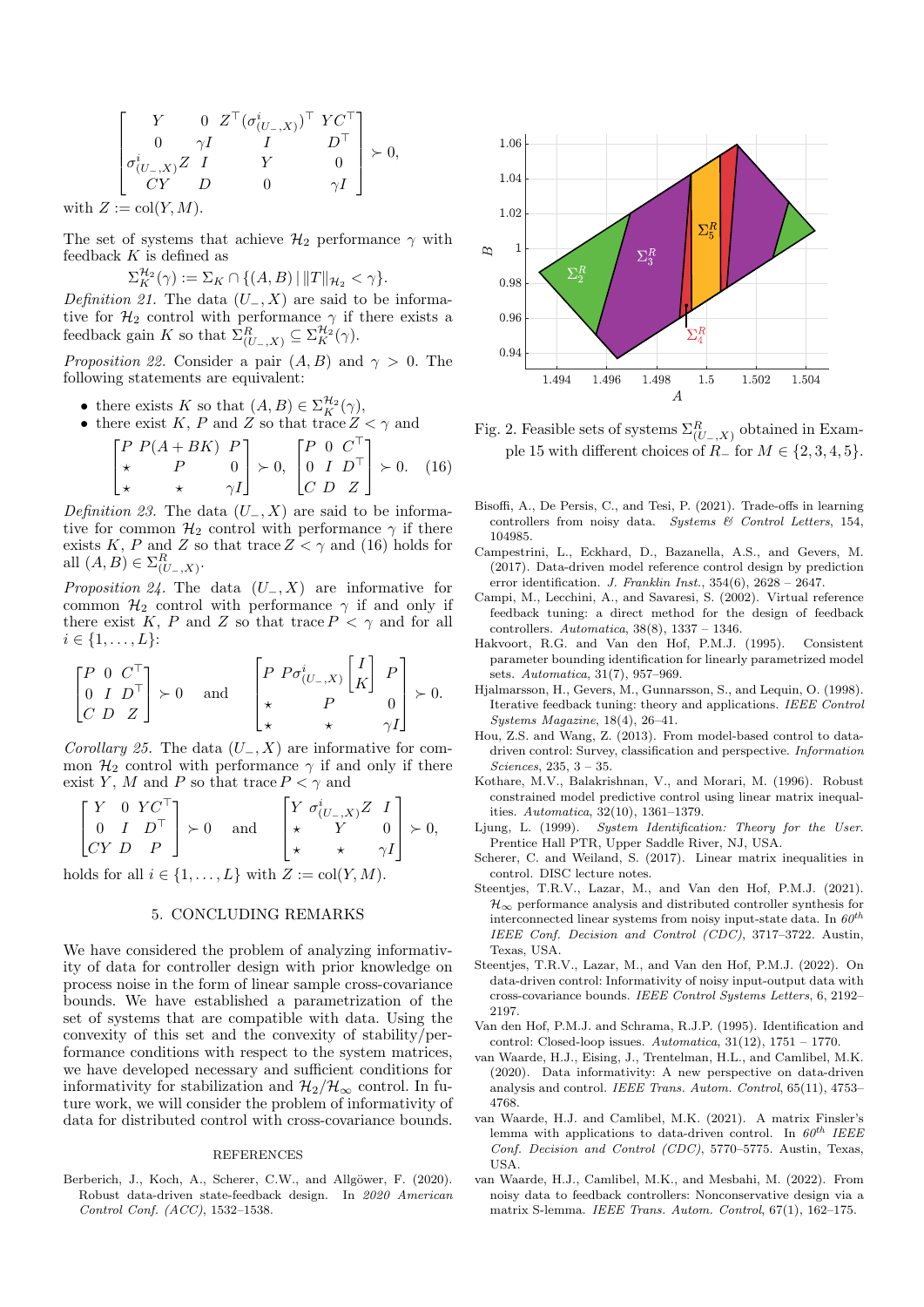$$\begin{bmatrix} Y & 0 & Z^\top(\sigma^i_{(U_-,X)})^\top & YC^\top \\ 0 & \gamma I & I & D^\top \\ \sigma^i_{(U_-,X)}Z & I & Y & 0 \\ CY & D & 0 & \gamma I \end{bmatrix} \succ 0,$$

with $Z := \text{col}(Y, M)$.

The set of systems that achieve $\mathcal{H}_2$ performance $\gamma$ with feedback $K$ is defined as

$$\Sigma_K^{\mathcal{H}_2}(\gamma) := \Sigma_K \cap \{(A,B) \,|\, \|T\|_{\mathcal{H}_2} < \gamma\}.$$

*Definition 21.* The data $(U_-, X)$ are said to be informative for $\mathcal{H}_2$ control with performance $\gamma$ if there exists a feedback gain $K$ so that $\Sigma^R_{(U_-,X)} \subseteq \Sigma_K^{\mathcal{H}_2}(\gamma)$.

*Proposition 22.* Consider a pair $(A, B)$ and $\gamma > 0$. The following statements are equivalent:

- there exists $K$ so that $(A,B) \in \Sigma_K^{\mathcal{H}_2}(\gamma)$,
- there exist $K$, $P$ and $Z$ so that $\operatorname{trace} Z < \gamma$ and

$$\begin{bmatrix} P & P(A+BK) & P \\ \star & P & 0 \\ \star & \star & \gamma I \end{bmatrix} \succ 0, \quad \begin{bmatrix} P & 0 & C^\top \\ 0 & I & D^\top \\ C & D & Z \end{bmatrix} \succ 0. \quad (16)$$

*Definition 23.* The data $(U_-, X)$ are said to be informative for common $\mathcal{H}_2$ control with performance $\gamma$ if there exists $K$, $P$ and $Z$ so that $\operatorname{trace} Z < \gamma$ and (16) holds for all $(A,B) \in \Sigma^R_{(U_-,X)}$.

*Proposition 24.* The data $(U_-, X)$ are informative for common $\mathcal{H}_2$ control with performance $\gamma$ if and only if there exist $K$, $P$ and $Z$ so that $\operatorname{trace} P < \gamma$ and for all $i \in \{1, \ldots, L\}$:

$$\begin{bmatrix} P & 0 & C^\top \\ 0 & I & D^\top \\ C & D & Z \end{bmatrix} \succ 0 \quad \text{and} \quad \begin{bmatrix} P & P\sigma^i_{(U_-,X)}\begin{bmatrix} I \\ K \end{bmatrix} & P \\ \star & P & 0 \\ \star & \star & \gamma I \end{bmatrix} \succ 0.$$

*Corollary 25.* The data $(U_-, X)$ are informative for common $\mathcal{H}_2$ control with performance $\gamma$ if and only if there exist $Y$, $M$ and $P$ so that $\operatorname{trace} P < \gamma$ and

$$\begin{bmatrix} Y & 0 & YC^\top \\ 0 & I & D^\top \\ CY & D & P \end{bmatrix} \succ 0 \quad \text{and} \quad \begin{bmatrix} Y & \sigma^i_{(U_-,X)}Z & I \\ \star & Y & 0 \\ \star & \star & \gamma I \end{bmatrix} \succ 0,$$

holds for all $i \in \{1, \ldots, L\}$ with $Z := \text{col}(Y, M)$.

## 5. CONCLUDING REMARKS

We have considered the problem of analyzing informativity of data for controller design with prior knowledge on process noise in the form of linear sample cross-covariance bounds. We have established a parametrization of the set of systems that are compatible with data. Using the convexity of this set and the convexity of stability/performance conditions with respect to the system matrices, we have developed necessary and sufficient conditions for informativity for stabilization and $\mathcal{H}_2/\mathcal{H}_\infty$ control. In future work, we will consider the problem of informativity of data for distributed control with cross-covariance bounds.

1.06
1.04
1.02
1
0.98
0.96
0.94
B
1.494
1.496
1.498
1.5
1.502
1.504
A
$\Sigma_2^R$
$\Sigma_3^R$
$\Sigma_4^R$
$\Sigma_5^R$

Fig. 2. Feasible sets of systems $\Sigma^R_{(U_-,X)}$ obtained in Example 15 with different choices of $R_-$ for $M \in \{2,3,4,5\}$.

## REFERENCES

Berberich, J., Koch, A., Scherer, C.W., and Allgöwer, F. (2020). Robust data-driven state-feedback design. In *2020 American Control Conf. (ACC)*, 1532–1538.

Bisoffi, A., De Persis, C., and Tesi, P. (2021). Trade-offs in learning controllers from noisy data. *Systems & Control Letters*, 154, 104985.

Campestrini, L., Eckhard, D., Bazanella, A.S., and Gevers, M. (2017). Data-driven model reference control design by prediction error identification. *J. Franklin Inst.*, 354(6), 2628 – 2647.

Campi, M., Lecchini, A., and Savaresi, S. (2002). Virtual reference feedback tuning: a direct method for the design of feedback controllers. *Automatica*, 38(8), 1337 – 1346.

Hakvoort, R.G. and Van den Hof, P.M.J. (1995). Consistent parameter bounding identification for linearly parametrized model sets. *Automatica*, 31(7), 957–969.

Hjalmarsson, H., Gevers, M., Gunnarsson, S., and Lequin, O. (1998). Iterative feedback tuning: theory and applications. *IEEE Control Systems Magazine*, 18(4), 26–41.

Hou, Z.S. and Wang, Z. (2013). From model-based control to data-driven control: Survey, classification and perspective. *Information Sciences*, 235, 3 – 35.

Kothare, M.V., Balakrishnan, V., and Morari, M. (1996). Robust constrained model predictive control using linear matrix inequalities. *Automatica*, 32(10), 1361–1379.

Ljung, L. (1999). *System Identification: Theory for the User.* Prentice Hall PTR, Upper Saddle River, NJ, USA.

Scherer, C. and Weiland, S. (2017). Linear matrix inequalities in control. DISC lecture notes.

Steentjes, T.R.V., Lazar, M., and Van den Hof, P.M.J. (2021). $\mathcal{H}_\infty$ performance analysis and distributed controller synthesis for interconnected linear systems from noisy input-state data. In *60th IEEE Conf. Decision and Control (CDC)*, 3717–3722. Austin, Texas, USA.

Steentjes, T.R.V., Lazar, M., and Van den Hof, P.M.J. (2022). On data-driven control: Informativity of noisy input-output data with cross-covariance bounds. *IEEE Control Systems Letters*, 6, 2192–2197.

Van den Hof, P.M.J. and Schrama, R.J.P. (1995). Identification and control: Closed-loop issues. *Automatica*, 31(12), 1751 – 1770.

van Waarde, H.J., Eising, J., Trentelman, H.L., and Camlibel, M.K. (2020). Data informativity: A new perspective on data-driven analysis and control. *IEEE Trans. Autom. Control*, 65(11), 4753–4768.

van Waarde, H.J. and Camlibel, M.K. (2021). A matrix Finsler's lemma with applications to data-driven control. In *60th IEEE Conf. Decision and Control (CDC)*, 5770–5775. Austin, Texas, USA.

van Waarde, H.J., Camlibel, M.K., and Mesbahi, M. (2022). From noisy data to feedback controllers: Nonconservative design via a matrix S-lemma. *IEEE Trans. Autom. Control*, 67(1), 162–175.